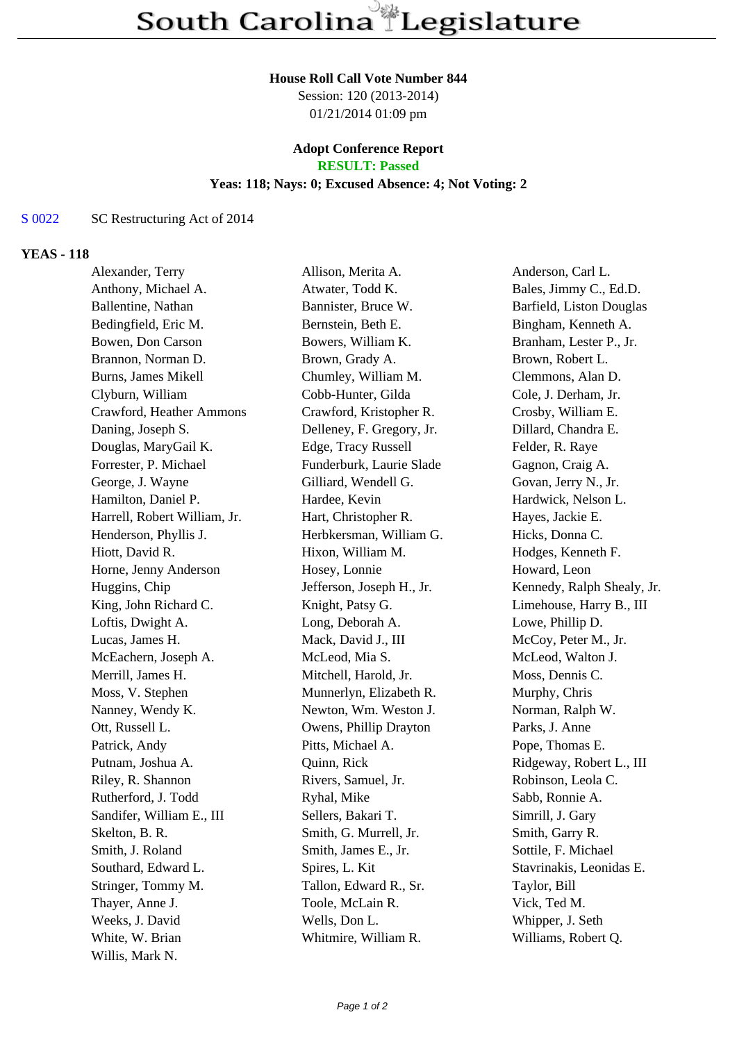# South Carolina Legislature

**House Roll Call Vote Number 844**
Session: 120 (2013-2014)
01/21/2014 01:09 pm

**Adopt Conference Report**
**RESULT: Passed**
**Yeas: 118; Nays: 0; Excused Absence: 4; Not Voting: 2**

S 0022 SC Restructuring Act of 2014

## YEAS - 118

| | | |
|---|---|---|
| Alexander, Terry | Allison, Merita A. | Anderson, Carl L. |
| Anthony, Michael A. | Atwater, Todd K. | Bales, Jimmy C., Ed.D. |
| Ballentine, Nathan | Bannister, Bruce W. | Barfield, Liston Douglas |
| Bedingfield, Eric M. | Bernstein, Beth E. | Bingham, Kenneth A. |
| Bowen, Don Carson | Bowers, William K. | Branham, Lester P., Jr. |
| Brannon, Norman D. | Brown, Grady A. | Brown, Robert L. |
| Burns, James Mikell | Chumley, William M. | Clemmons, Alan D. |
| Clyburn, William | Cobb-Hunter, Gilda | Cole, J. Derham, Jr. |
| Crawford, Heather Ammons | Crawford, Kristopher R. | Crosby, William E. |
| Daning, Joseph S. | Delleney, F. Gregory, Jr. | Dillard, Chandra E. |
| Douglas, MaryGail K. | Edge, Tracy Russell | Felder, R. Raye |
| Forrester, P. Michael | Funderburk, Laurie Slade | Gagnon, Craig A. |
| George, J. Wayne | Gilliard, Wendell G. | Govan, Jerry N., Jr. |
| Hamilton, Daniel P. | Hardee, Kevin | Hardwick, Nelson L. |
| Harrell, Robert William, Jr. | Hart, Christopher R. | Hayes, Jackie E. |
| Henderson, Phyllis J. | Herbkersman, William G. | Hicks, Donna C. |
| Hiott, David R. | Hixon, William M. | Hodges, Kenneth F. |
| Horne, Jenny Anderson | Hosey, Lonnie | Howard, Leon |
| Huggins, Chip | Jefferson, Joseph H., Jr. | Kennedy, Ralph Shealy, Jr. |
| King, John Richard C. | Knight, Patsy G. | Limehouse, Harry B., III |
| Loftis, Dwight A. | Long, Deborah A. | Lowe, Phillip D. |
| Lucas, James H. | Mack, David J., III | McCoy, Peter M., Jr. |
| McEachern, Joseph A. | McLeod, Mia S. | McLeod, Walton J. |
| Merrill, James H. | Mitchell, Harold, Jr. | Moss, Dennis C. |
| Moss, V. Stephen | Munnerlyn, Elizabeth R. | Murphy, Chris |
| Nanney, Wendy K. | Newton, Wm. Weston J. | Norman, Ralph W. |
| Ott, Russell L. | Owens, Phillip Drayton | Parks, J. Anne |
| Patrick, Andy | Pitts, Michael A. | Pope, Thomas E. |
| Putnam, Joshua A. | Quinn, Rick | Ridgeway, Robert L., III |
| Riley, R. Shannon | Rivers, Samuel, Jr. | Robinson, Leola C. |
| Rutherford, J. Todd | Ryhal, Mike | Sabb, Ronnie A. |
| Sandifer, William E., III | Sellers, Bakari T. | Simrill, J. Gary |
| Skelton, B. R. | Smith, G. Murrell, Jr. | Smith, Garry R. |
| Smith, J. Roland | Smith, James E., Jr. | Sottile, F. Michael |
| Southard, Edward L. | Spires, L. Kit | Stavrinakis, Leonidas E. |
| Stringer, Tommy M. | Tallon, Edward R., Sr. | Taylor, Bill |
| Thayer, Anne J. | Toole, McLain R. | Vick, Ted M. |
| Weeks, J. David | Wells, Don L. | Whipper, J. Seth |
| White, W. Brian | Whitmire, William R. | Williams, Robert Q. |
| Willis, Mark N. | | |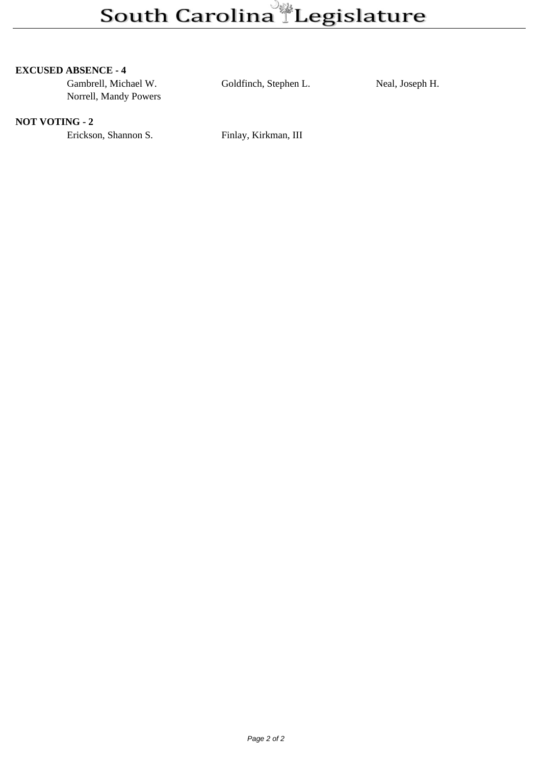**EXCUSED ABSENCE - 4**

| | | |
|---|---|---|
| Gambrell, Michael W. | Goldfinch, Stephen L. | Neal, Joseph H. |
| Norrell, Mandy Powers | | |

**NOT VOTING - 2**

| | |
|---|---|
| Erickson, Shannon S. | Finlay, Kirkman, III |